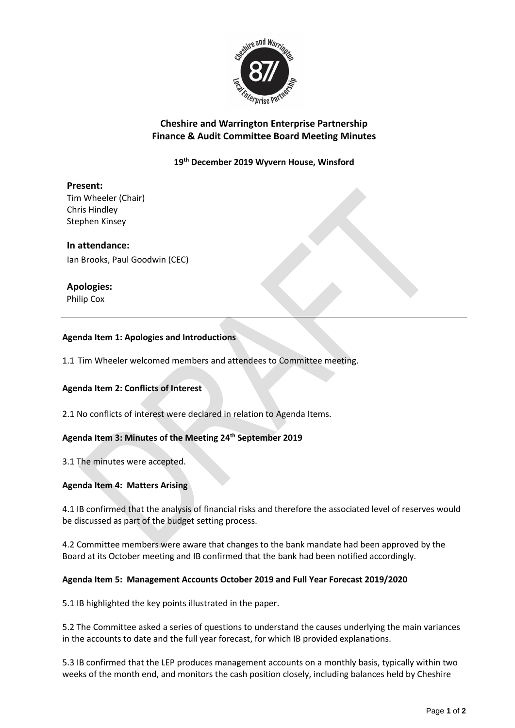## Cheshire and Warrington Enterprise Partnership
## Finance & Audit Committee Board Meeting Minutes

**19th December 2019 Wyvern House, Winsford**

**Present:**
Tim Wheeler (Chair)
Chris Hindley
Stephen Kinsey

**In attendance:**
Ian Brooks, Paul Goodwin (CEC)

**Apologies:**
Philip Cox

---

**Agenda Item 1: Apologies and Introductions**

1.1 Tim Wheeler welcomed members and attendees to Committee meeting.

**Agenda Item 2: Conflicts of Interest**

2.1 No conflicts of interest were declared in relation to Agenda Items.

**Agenda Item 3: Minutes of the Meeting 24th September 2019**

3.1 The minutes were accepted.

**Agenda Item 4: Matters Arising**

4.1 IB confirmed that the analysis of financial risks and therefore the associated level of reserves would be discussed as part of the budget setting process.

4.2 Committee members were aware that changes to the bank mandate had been approved by the Board at its October meeting and IB confirmed that the bank had been notified accordingly.

**Agenda Item 5: Management Accounts October 2019 and Full Year Forecast 2019/2020**

5.1 IB highlighted the key points illustrated in the paper.

5.2 The Committee asked a series of questions to understand the causes underlying the main variances in the accounts to date and the full year forecast, for which IB provided explanations.

5.3 IB confirmed that the LEP produces management accounts on a monthly basis, typically within two weeks of the month end, and monitors the cash position closely, including balances held by Cheshire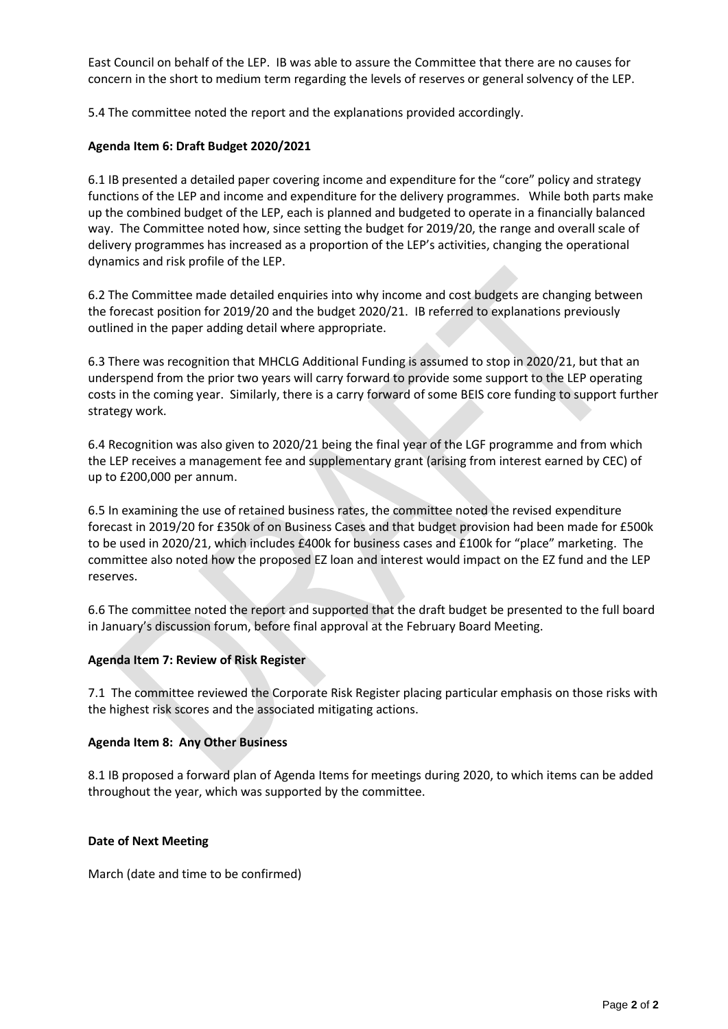East Council on behalf of the LEP. IB was able to assure the Committee that there are no causes for concern in the short to medium term regarding the levels of reserves or general solvency of the LEP.

5.4 The committee noted the report and the explanations provided accordingly.

**Agenda Item 6: Draft Budget 2020/2021**

6.1 IB presented a detailed paper covering income and expenditure for the "core" policy and strategy functions of the LEP and income and expenditure for the delivery programmes. While both parts make up the combined budget of the LEP, each is planned and budgeted to operate in a financially balanced way. The Committee noted how, since setting the budget for 2019/20, the range and overall scale of delivery programmes has increased as a proportion of the LEP's activities, changing the operational dynamics and risk profile of the LEP.

6.2 The Committee made detailed enquiries into why income and cost budgets are changing between the forecast position for 2019/20 and the budget 2020/21. IB referred to explanations previously outlined in the paper adding detail where appropriate.

6.3 There was recognition that MHCLG Additional Funding is assumed to stop in 2020/21, but that an underspend from the prior two years will carry forward to provide some support to the LEP operating costs in the coming year. Similarly, there is a carry forward of some BEIS core funding to support further strategy work.

6.4 Recognition was also given to 2020/21 being the final year of the LGF programme and from which the LEP receives a management fee and supplementary grant (arising from interest earned by CEC) of up to £200,000 per annum.

6.5 In examining the use of retained business rates, the committee noted the revised expenditure forecast in 2019/20 for £350k of on Business Cases and that budget provision had been made for £500k to be used in 2020/21, which includes £400k for business cases and £100k for "place" marketing. The committee also noted how the proposed EZ loan and interest would impact on the EZ fund and the LEP reserves.

6.6 The committee noted the report and supported that the draft budget be presented to the full board in January's discussion forum, before final approval at the February Board Meeting.

**Agenda Item 7: Review of Risk Register**

7.1 The committee reviewed the Corporate Risk Register placing particular emphasis on those risks with the highest risk scores and the associated mitigating actions.

**Agenda Item 8: Any Other Business**

8.1 IB proposed a forward plan of Agenda Items for meetings during 2020, to which items can be added throughout the year, which was supported by the committee.

**Date of Next Meeting**

March (date and time to be confirmed)